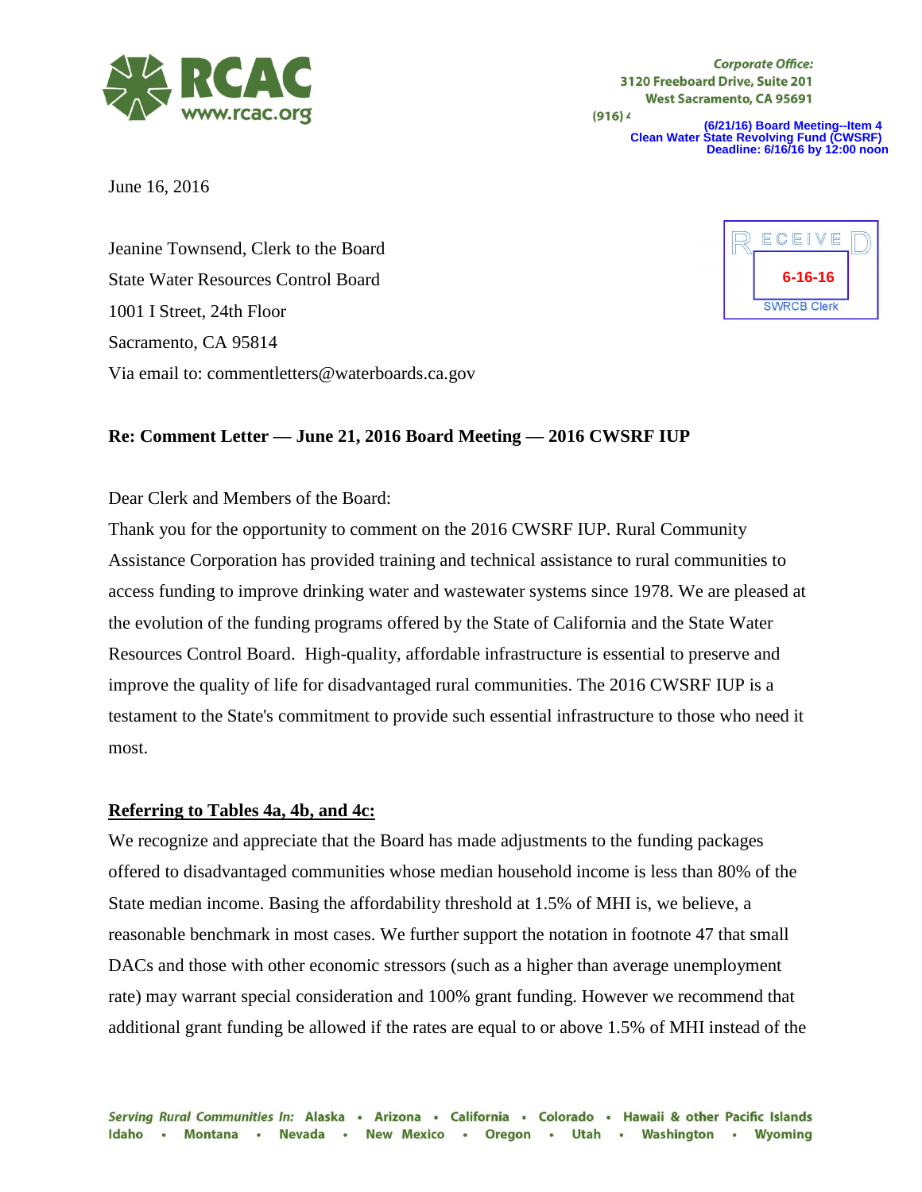RCAC
www.rcac.org

*Corporate Office:*
3120 Freeboard Drive, Suite 201
West Sacramento, CA 95691
(916) 4

(6/21/16) Board Meeting--Item 4
Clean Water State Revolving Fund (CWSRF)
Deadline: 6/16/16 by 12:00 noon

RECEIVED
6-16-16
SWRCB Clerk

June 16, 2016

Jeanine Townsend, Clerk to the Board
State Water Resources Control Board
1001 I Street, 24th Floor
Sacramento, CA 95814
Via email to: commentletters@waterboards.ca.gov

**Re: Comment Letter — June 21, 2016 Board Meeting — 2016 CWSRF IUP**

Dear Clerk and Members of the Board:

Thank you for the opportunity to comment on the 2016 CWSRF IUP. Rural Community Assistance Corporation has provided training and technical assistance to rural communities to access funding to improve drinking water and wastewater systems since 1978. We are pleased at the evolution of the funding programs offered by the State of California and the State Water Resources Control Board. High-quality, affordable infrastructure is essential to preserve and improve the quality of life for disadvantaged rural communities. The 2016 CWSRF IUP is a testament to the State's commitment to provide such essential infrastructure to those who need it most.

**Referring to Tables 4a, 4b, and 4c:**

We recognize and appreciate that the Board has made adjustments to the funding packages offered to disadvantaged communities whose median household income is less than 80% of the State median income. Basing the affordability threshold at 1.5% of MHI is, we believe, a reasonable benchmark in most cases. We further support the notation in footnote 47 that small DACs and those with other economic stressors (such as a higher than average unemployment rate) may warrant special consideration and 100% grant funding. However we recommend that additional grant funding be allowed if the rates are equal to or above 1.5% of MHI instead of the

*Serving Rural Communities In:* Alaska • Arizona • California • Colorado • Hawaii & other Pacific Islands
Idaho • Montana • Nevada • New Mexico • Oregon • Utah • Washington • Wyoming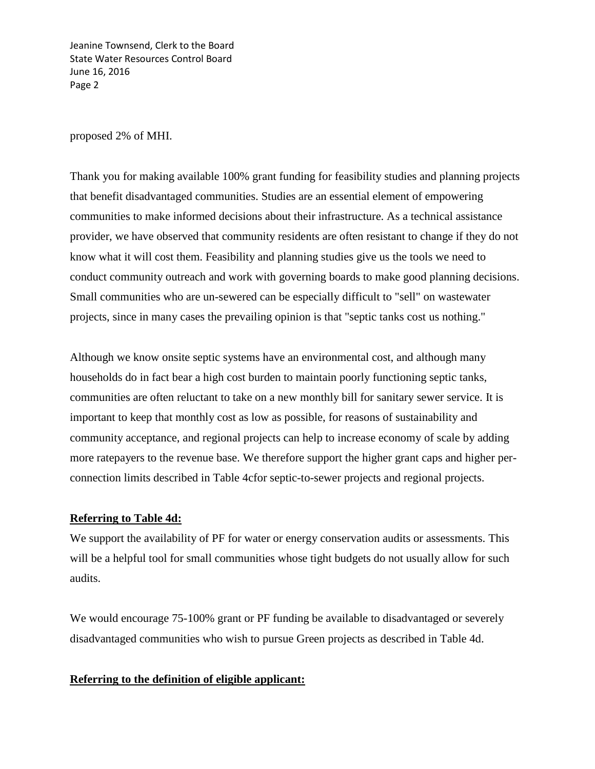proposed 2% of MHI.

Thank you for making available 100% grant funding for feasibility studies and planning projects that benefit disadvantaged communities. Studies are an essential element of empowering communities to make informed decisions about their infrastructure. As a technical assistance provider, we have observed that community residents are often resistant to change if they do not know what it will cost them. Feasibility and planning studies give us the tools we need to conduct community outreach and work with governing boards to make good planning decisions. Small communities who are un-sewered can be especially difficult to "sell" on wastewater projects, since in many cases the prevailing opinion is that "septic tanks cost us nothing."

Although we know onsite septic systems have an environmental cost, and although many households do in fact bear a high cost burden to maintain poorly functioning septic tanks, communities are often reluctant to take on a new monthly bill for sanitary sewer service. It is important to keep that monthly cost as low as possible, for reasons of sustainability and community acceptance, and regional projects can help to increase economy of scale by adding more ratepayers to the revenue base. We therefore support the higher grant caps and higher per-connection limits described in Table 4cfor septic-to-sewer projects and regional projects.

**Referring to Table 4d:**

We support the availability of PF for water or energy conservation audits or assessments. This will be a helpful tool for small communities whose tight budgets do not usually allow for such audits.

We would encourage 75-100% grant or PF funding be available to disadvantaged or severely disadvantaged communities who wish to pursue Green projects as described in Table 4d.

**Referring to the definition of eligible applicant:**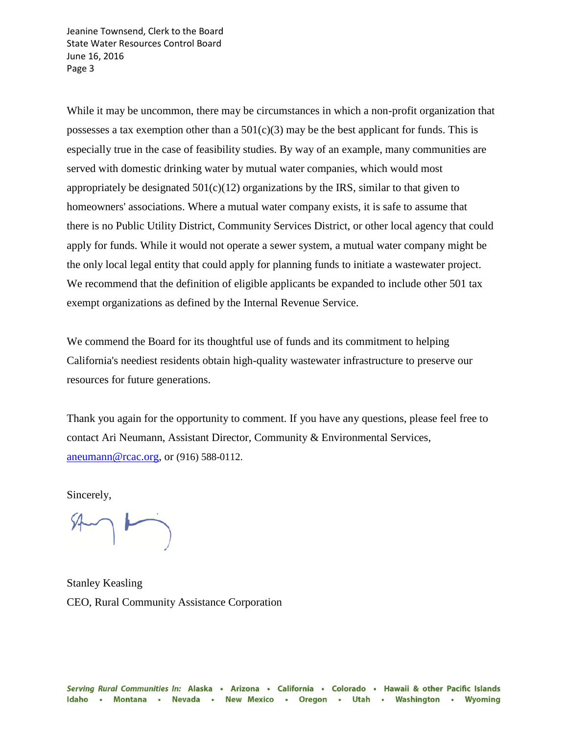While it may be uncommon, there may be circumstances in which a non-profit organization that possesses a tax exemption other than a 501(c)(3) may be the best applicant for funds. This is especially true in the case of feasibility studies. By way of an example, many communities are served with domestic drinking water by mutual water companies, which would most appropriately be designated 501(c)(12) organizations by the IRS, similar to that given to homeowners' associations. Where a mutual water company exists, it is safe to assume that there is no Public Utility District, Community Services District, or other local agency that could apply for funds. While it would not operate a sewer system, a mutual water company might be the only local legal entity that could apply for planning funds to initiate a wastewater project. We recommend that the definition of eligible applicants be expanded to include other 501 tax exempt organizations as defined by the Internal Revenue Service.

We commend the Board for its thoughtful use of funds and its commitment to helping California's neediest residents obtain high-quality wastewater infrastructure to preserve our resources for future generations.

Thank you again for the opportunity to comment. If you have any questions, please feel free to contact Ari Neumann, Assistant Director, Community & Environmental Services, aneumann@rcac.org, or (916) 588-0112.

Sincerely,

Stanley Keasling
CEO, Rural Community Assistance Corporation